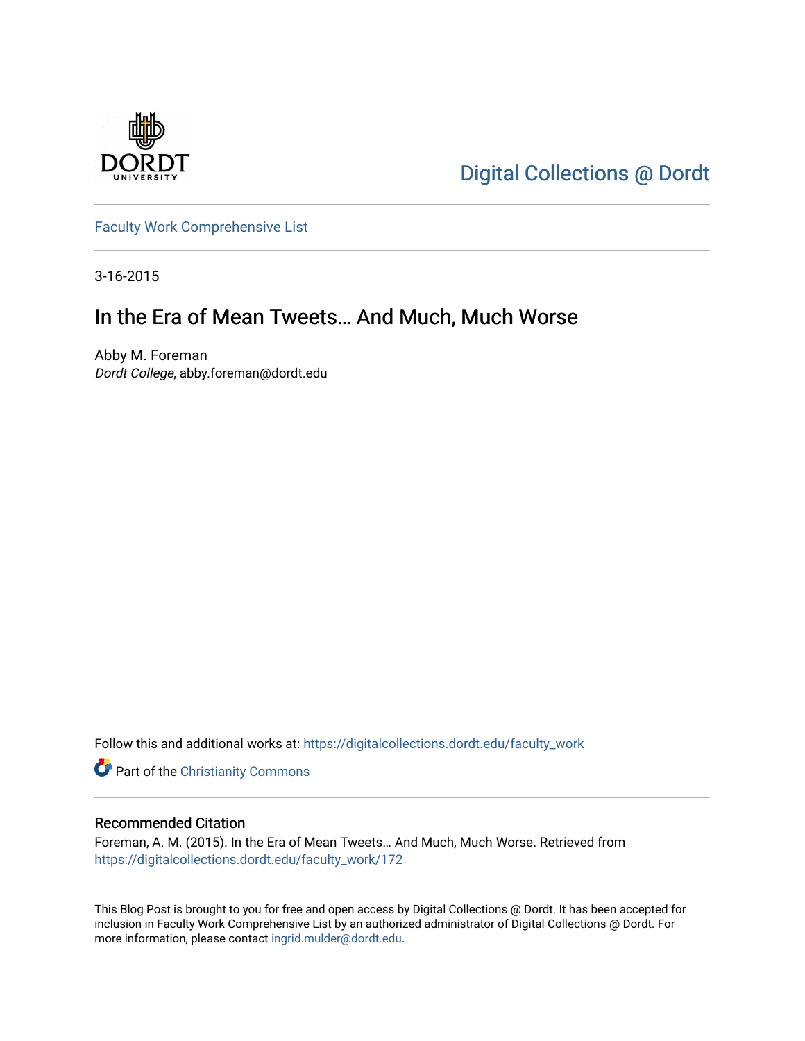Digital Collections @ Dordt

Faculty Work Comprehensive List

3-16-2015

# In the Era of Mean Tweets… And Much, Much Worse

Abby M. Foreman
*Dordt College*, abby.foreman@dordt.edu

Follow this and additional works at: https://digitalcollections.dordt.edu/faculty_work

Part of the Christianity Commons

## Recommended Citation

Foreman, A. M. (2015). In the Era of Mean Tweets… And Much, Much Worse. Retrieved from https://digitalcollections.dordt.edu/faculty_work/172

This Blog Post is brought to you for free and open access by Digital Collections @ Dordt. It has been accepted for inclusion in Faculty Work Comprehensive List by an authorized administrator of Digital Collections @ Dordt. For more information, please contact ingrid.mulder@dordt.edu.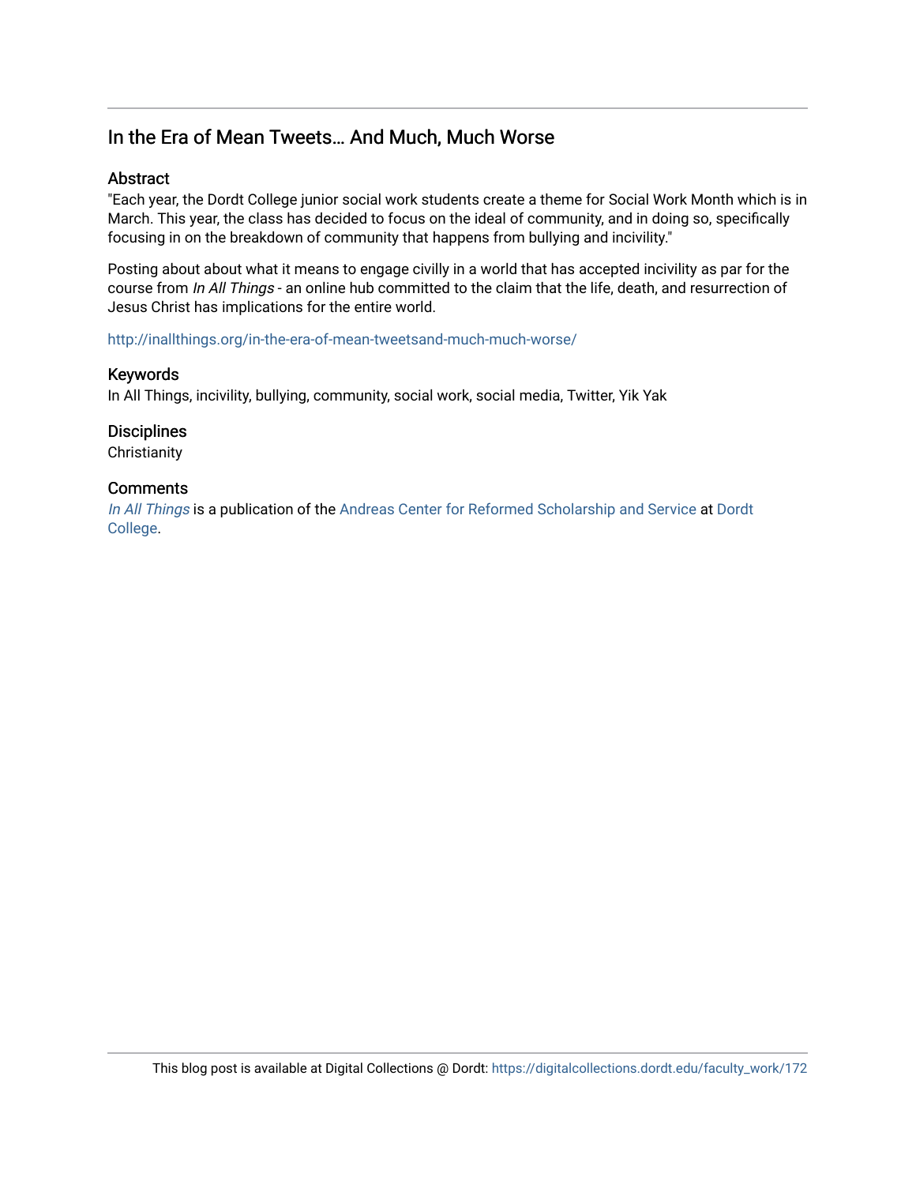## In the Era of Mean Tweets… And Much, Much Worse

### Abstract

"Each year, the Dordt College junior social work students create a theme for Social Work Month which is in March. This year, the class has decided to focus on the ideal of community, and in doing so, specifically focusing in on the breakdown of community that happens from bullying and incivility."

Posting about about what it means to engage civilly in a world that has accepted incivility as par for the course from *In All Things* - an online hub committed to the claim that the life, death, and resurrection of Jesus Christ has implications for the entire world.

http://inallthings.org/in-the-era-of-mean-tweetsand-much-much-worse/

### Keywords

In All Things, incivility, bullying, community, social work, social media, Twitter, Yik Yak

### Disciplines

Christianity

### Comments

*In All Things* is a publication of the Andreas Center for Reformed Scholarship and Service at Dordt College.

This blog post is available at Digital Collections @ Dordt: https://digitalcollections.dordt.edu/faculty_work/172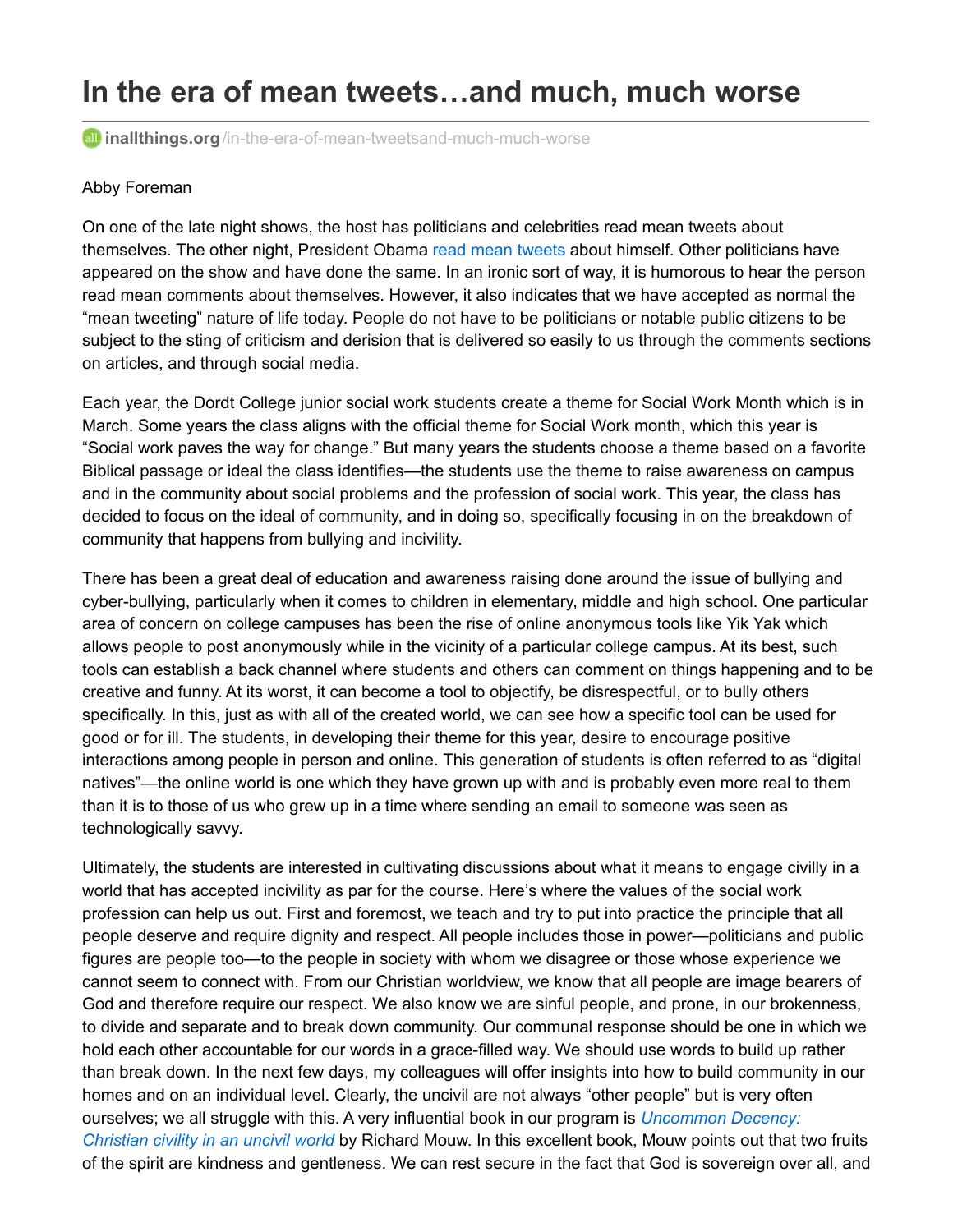# In the era of mean tweets…and much, much worse

inallthings.org/in-the-era-of-mean-tweetsand-much-much-worse

Abby Foreman

On one of the late night shows, the host has politicians and celebrities read mean tweets about themselves. The other night, President Obama [read mean tweets](#) about himself. Other politicians have appeared on the show and have done the same. In an ironic sort of way, it is humorous to hear the person read mean comments about themselves. However, it also indicates that we have accepted as normal the "mean tweeting" nature of life today. People do not have to be politicians or notable public citizens to be subject to the sting of criticism and derision that is delivered so easily to us through the comments sections on articles, and through social media.

Each year, the Dordt College junior social work students create a theme for Social Work Month which is in March. Some years the class aligns with the official theme for Social Work month, which this year is "Social work paves the way for change." But many years the students choose a theme based on a favorite Biblical passage or ideal the class identifies—the students use the theme to raise awareness on campus and in the community about social problems and the profession of social work. This year, the class has decided to focus on the ideal of community, and in doing so, specifically focusing in on the breakdown of community that happens from bullying and incivility.

There has been a great deal of education and awareness raising done around the issue of bullying and cyber-bullying, particularly when it comes to children in elementary, middle and high school. One particular area of concern on college campuses has been the rise of online anonymous tools like Yik Yak which allows people to post anonymously while in the vicinity of a particular college campus. At its best, such tools can establish a back channel where students and others can comment on things happening and to be creative and funny. At its worst, it can become a tool to objectify, be disrespectful, or to bully others specifically. In this, just as with all of the created world, we can see how a specific tool can be used for good or for ill. The students, in developing their theme for this year, desire to encourage positive interactions among people in person and online. This generation of students is often referred to as "digital natives"—the online world is one which they have grown up with and is probably even more real to them than it is to those of us who grew up in a time where sending an email to someone was seen as technologically savvy.

Ultimately, the students are interested in cultivating discussions about what it means to engage civilly in a world that has accepted incivility as par for the course. Here's where the values of the social work profession can help us out. First and foremost, we teach and try to put into practice the principle that all people deserve and require dignity and respect. All people includes those in power—politicians and public figures are people too—to the people in society with whom we disagree or those whose experience we cannot seem to connect with. From our Christian worldview, we know that all people are image bearers of God and therefore require our respect. We also know we are sinful people, and prone, in our brokenness, to divide and separate and to break down community. Our communal response should be one in which we hold each other accountable for our words in a grace-filled way. We should use words to build up rather than break down. In the next few days, my colleagues will offer insights into how to build community in our homes and on an individual level. Clearly, the uncivil are not always "other people" but is very often ourselves; we all struggle with this. A very influential book in our program is [*Uncommon Decency: Christian civility in an uncivil world*](#) by Richard Mouw. In this excellent book, Mouw points out that two fruits of the spirit are kindness and gentleness. We can rest secure in the fact that God is sovereign over all, and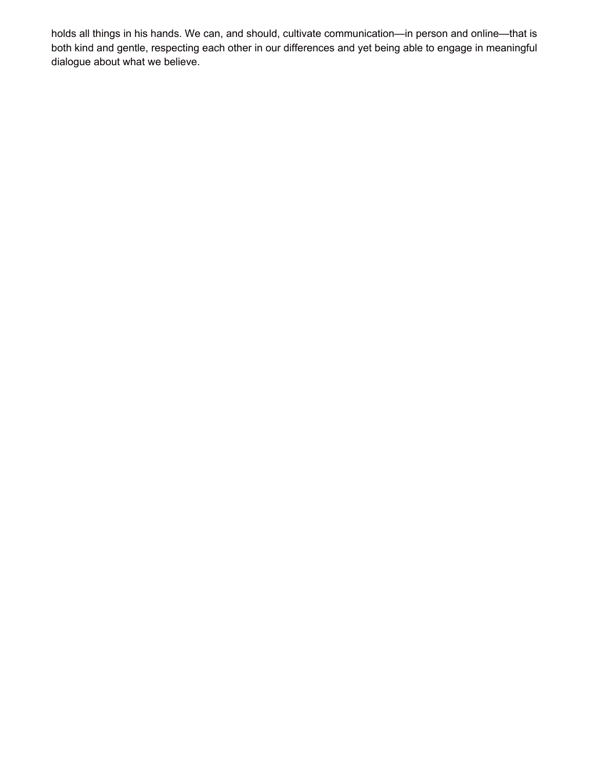holds all things in his hands. We can, and should, cultivate communication—in person and online—that is both kind and gentle, respecting each other in our differences and yet being able to engage in meaningful dialogue about what we believe.